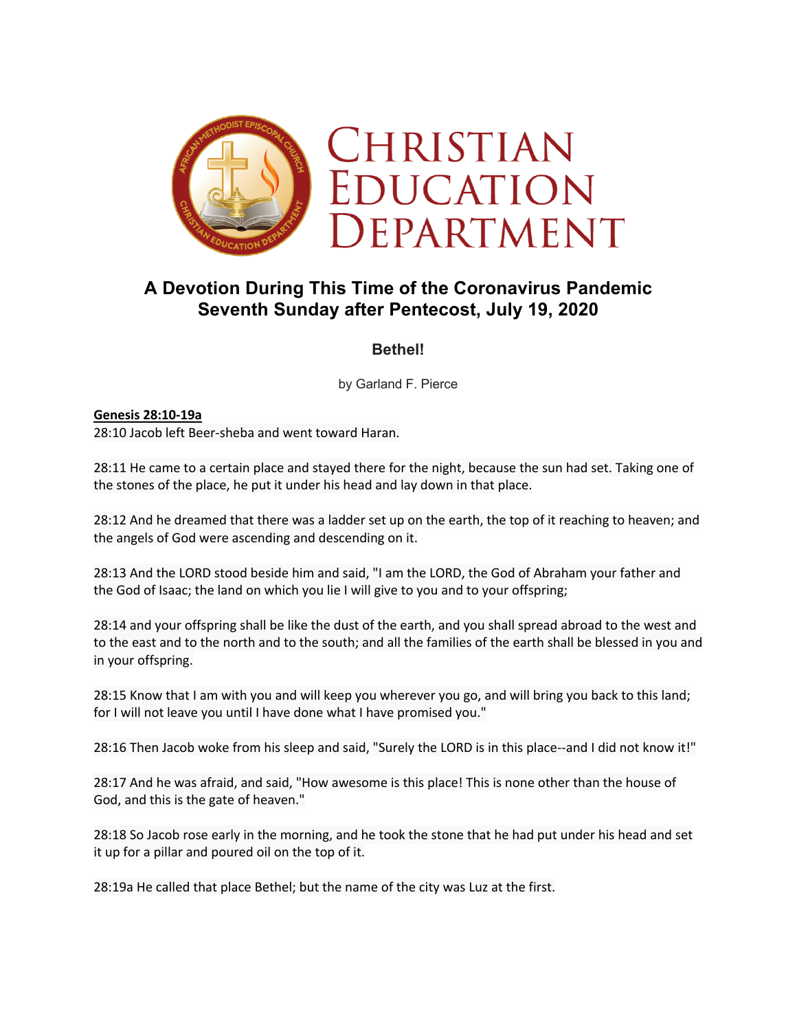# Christian Education Department

## A Devotion During This Time of the Coronavirus Pandemic
## Seventh Sunday after Pentecost, July 19, 2020

### Bethel!

by Garland F. Pierce

**Genesis 28:10-19a**

28:10 Jacob left Beer-sheba and went toward Haran.

28:11 He came to a certain place and stayed there for the night, because the sun had set. Taking one of the stones of the place, he put it under his head and lay down in that place.

28:12 And he dreamed that there was a ladder set up on the earth, the top of it reaching to heaven; and the angels of God were ascending and descending on it.

28:13 And the LORD stood beside him and said, "I am the LORD, the God of Abraham your father and the God of Isaac; the land on which you lie I will give to you and to your offspring;

28:14 and your offspring shall be like the dust of the earth, and you shall spread abroad to the west and to the east and to the north and to the south; and all the families of the earth shall be blessed in you and in your offspring.

28:15 Know that I am with you and will keep you wherever you go, and will bring you back to this land; for I will not leave you until I have done what I have promised you."

28:16 Then Jacob woke from his sleep and said, "Surely the LORD is in this place--and I did not know it!"

28:17 And he was afraid, and said, "How awesome is this place! This is none other than the house of God, and this is the gate of heaven."

28:18 So Jacob rose early in the morning, and he took the stone that he had put under his head and set it up for a pillar and poured oil on the top of it.

28:19a He called that place Bethel; but the name of the city was Luz at the first.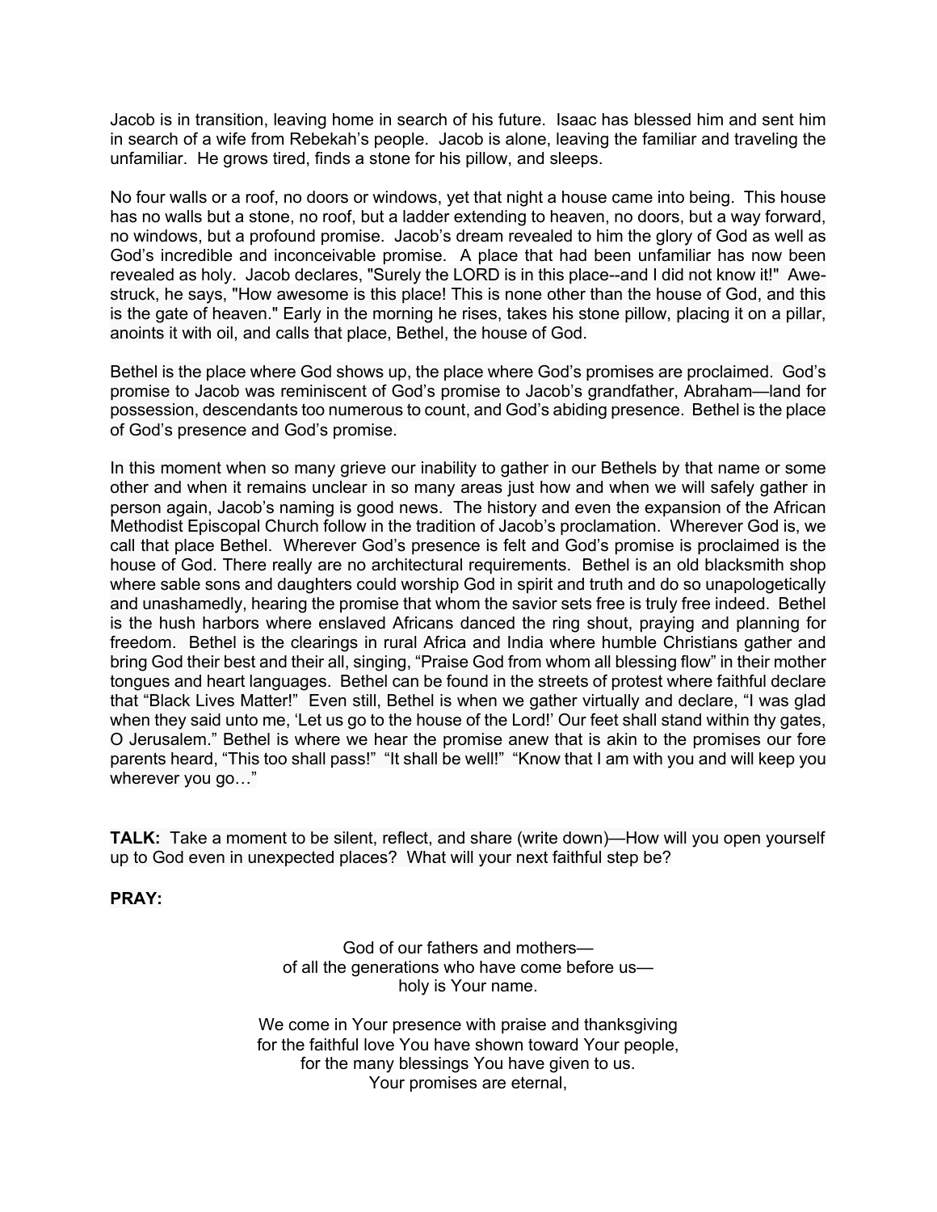Jacob is in transition, leaving home in search of his future. Isaac has blessed him and sent him in search of a wife from Rebekah's people. Jacob is alone, leaving the familiar and traveling the unfamiliar. He grows tired, finds a stone for his pillow, and sleeps.

No four walls or a roof, no doors or windows, yet that night a house came into being. This house has no walls but a stone, no roof, but a ladder extending to heaven, no doors, but a way forward, no windows, but a profound promise. Jacob's dream revealed to him the glory of God as well as God's incredible and inconceivable promise. A place that had been unfamiliar has now been revealed as holy. Jacob declares, "Surely the LORD is in this place--and I did not know it!" Awe-struck, he says, "How awesome is this place! This is none other than the house of God, and this is the gate of heaven." Early in the morning he rises, takes his stone pillow, placing it on a pillar, anoints it with oil, and calls that place, Bethel, the house of God.

Bethel is the place where God shows up, the place where God's promises are proclaimed. God's promise to Jacob was reminiscent of God's promise to Jacob's grandfather, Abraham—land for possession, descendants too numerous to count, and God's abiding presence. Bethel is the place of God's presence and God's promise.

In this moment when so many grieve our inability to gather in our Bethels by that name or some other and when it remains unclear in so many areas just how and when we will safely gather in person again, Jacob's naming is good news. The history and even the expansion of the African Methodist Episcopal Church follow in the tradition of Jacob's proclamation. Wherever God is, we call that place Bethel. Wherever God's presence is felt and God's promise is proclaimed is the house of God. There really are no architectural requirements. Bethel is an old blacksmith shop where sable sons and daughters could worship God in spirit and truth and do so unapologetically and unashamedly, hearing the promise that whom the savior sets free is truly free indeed. Bethel is the hush harbors where enslaved Africans danced the ring shout, praying and planning for freedom. Bethel is the clearings in rural Africa and India where humble Christians gather and bring God their best and their all, singing, "Praise God from whom all blessing flow" in their mother tongues and heart languages. Bethel can be found in the streets of protest where faithful declare that "Black Lives Matter!" Even still, Bethel is when we gather virtually and declare, "I was glad when they said unto me, 'Let us go to the house of the Lord!' Our feet shall stand within thy gates, O Jerusalem." Bethel is where we hear the promise anew that is akin to the promises our fore parents heard, "This too shall pass!" "It shall be well!" "Know that I am with you and will keep you wherever you go…"

**TALK:** Take a moment to be silent, reflect, and share (write down)—How will you open yourself up to God even in unexpected places? What will your next faithful step be?

**PRAY:**

God of our fathers and mothers—
of all the generations who have come before us—
holy is Your name.

We come in Your presence with praise and thanksgiving
for the faithful love You have shown toward Your people,
for the many blessings You have given to us.
Your promises are eternal,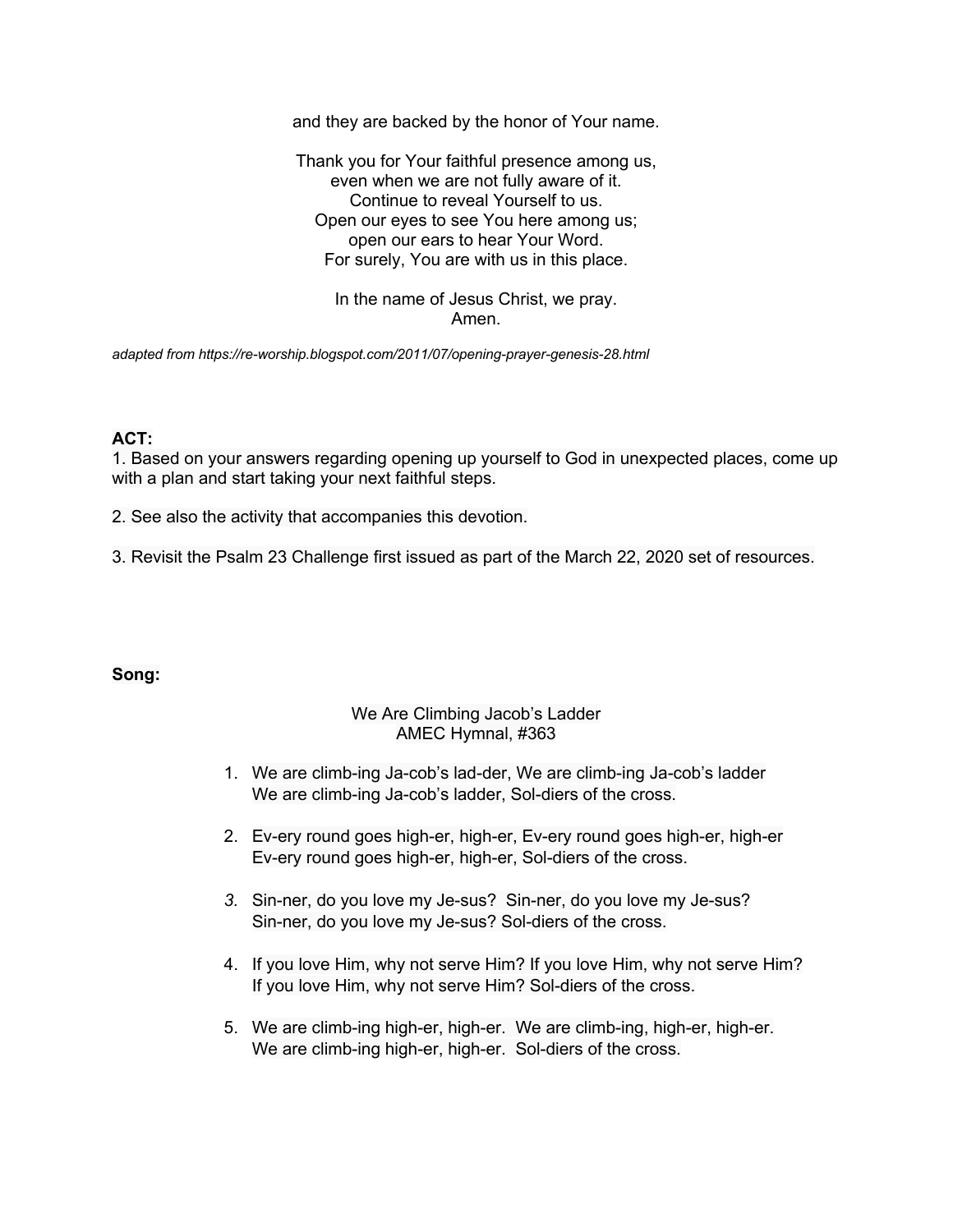and they are backed by the honor of Your name.

Thank you for Your faithful presence among us,
even when we are not fully aware of it.
Continue to reveal Yourself to us.
Open our eyes to see You here among us;
open our ears to hear Your Word.
For surely, You are with us in this place.

In the name of Jesus Christ, we pray.
Amen.

*adapted from https://re-worship.blogspot.com/2011/07/opening-prayer-genesis-28.html*

**ACT:**

1. Based on your answers regarding opening up yourself to God in unexpected places, come up with a plan and start taking your next faithful steps.

2. See also the activity that accompanies this devotion.

3. Revisit the Psalm 23 Challenge first issued as part of the March 22, 2020 set of resources.

**Song:**

We Are Climbing Jacob's Ladder
AMEC Hymnal, #363

1. We are climb-ing Ja-cob's lad-der, We are climb-ing Ja-cob's ladder
   We are climb-ing Ja-cob's ladder, Sol-diers of the cross.

2. Ev-ery round goes high-er, high-er, Ev-ery round goes high-er, high-er
   Ev-ery round goes high-er, high-er, Sol-diers of the cross.

3. Sin-ner, do you love my Je-sus? Sin-ner, do you love my Je-sus?
   Sin-ner, do you love my Je-sus? Sol-diers of the cross.

4. If you love Him, why not serve Him? If you love Him, why not serve Him?
   If you love Him, why not serve Him? Sol-diers of the cross.

5. We are climb-ing high-er, high-er. We are climb-ing, high-er, high-er.
   We are climb-ing high-er, high-er. Sol-diers of the cross.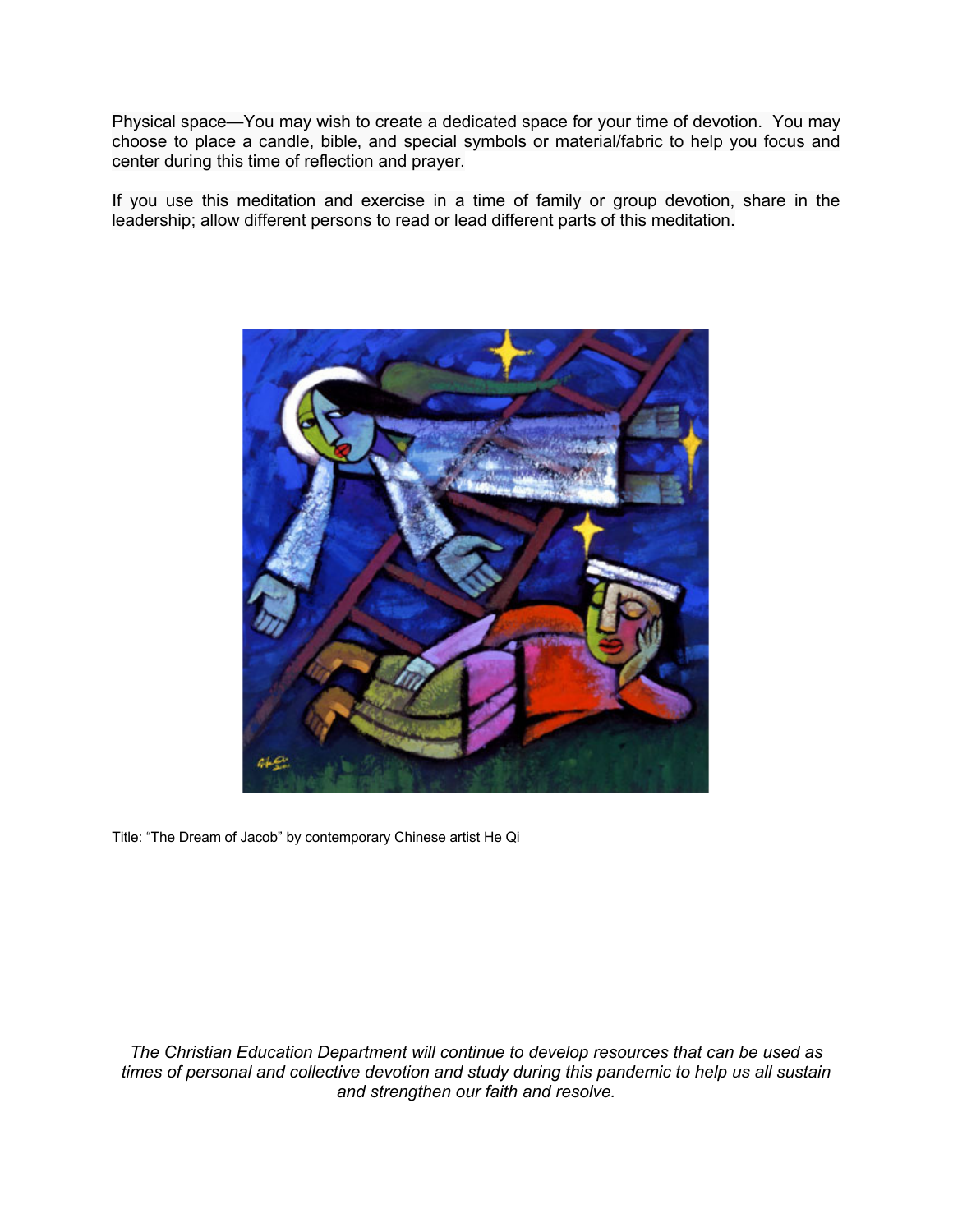Physical space—You may wish to create a dedicated space for your time of devotion. You may choose to place a candle, bible, and special symbols or material/fabric to help you focus and center during this time of reflection and prayer.

If you use this meditation and exercise in a time of family or group devotion, share in the leadership; allow different persons to read or lead different parts of this meditation.

Title: "The Dream of Jacob" by contemporary Chinese artist He Qi

*The Christian Education Department will continue to develop resources that can be used as times of personal and collective devotion and study during this pandemic to help us all sustain and strengthen our faith and resolve.*